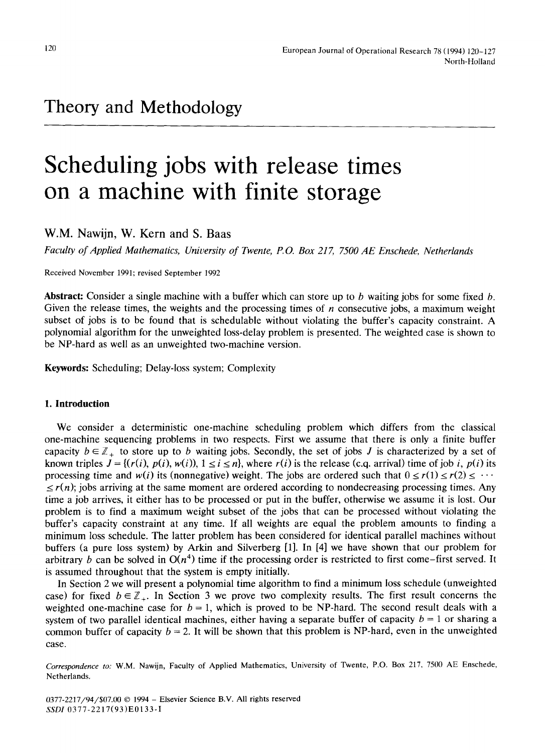## Theory and Methodology

# Scheduling jobs with release times on a machine with finite storage

W.M. Nawijn, W. Kern and S. Baas

*Faculty of Applied Mathematics, University of Twente, P.O. Box 217, 7500 AE Enschede, Netherlands*

Received November 1991; revised September 1992

**Abstract:** Consider a single machine with a buffer which can store up to $b$ waiting jobs for some fixed $b$. Given the release times, the weights and the processing times of $n$ consecutive jobs, a maximum weight subset of jobs is to be found that is schedulable without violating the buffer's capacity constraint. A polynomial algorithm for the unweighted loss-delay problem is presented. The weighted case is shown to be NP-hard as well as an unweighted two-machine version.

**Keywords:** Scheduling; Delay-loss system; Complexity

### 1. Introduction

We consider a deterministic one-machine scheduling problem which differs from the classical one-machine sequencing problems in two respects. First we assume that there is only a finite buffer capacity $b \in \mathbb{Z}_+$ to store up to $b$ waiting jobs. Secondly, the set of jobs $J$ is characterized by a set of known triples $J = \{(r(i), p(i), w(i)), 1 \le i \le n\}$, where $r(i)$ is the release (c.q. arrival) time of job $i$, $p(i)$ its processing time and $w(i)$ its (nonnegative) weight. The jobs are ordered such that $0 \le r(1) \le r(2) \le \cdots \le r(n)$; jobs arriving at the same moment are ordered according to nondecreasing processing times. Any time a job arrives, it either has to be processed or put in the buffer, otherwise we assume it is lost. Our problem is to find a maximum weight subset of the jobs that can be processed without violating the buffer's capacity constraint at any time. If all weights are equal the problem amounts to finding a minimum loss schedule. The latter problem has been considered for identical parallel machines without buffers (a pure loss system) by Arkin and Silverberg [1]. In [4] we have shown that our problem for arbitrary $b$ can be solved in $O(n^4)$ time if the processing order is restricted to first come–first served. It is assumed throughout that the system is empty initially.

In Section 2 we will present a polynomial time algorithm to find a minimum loss schedule (unweighted case) for fixed $b \in \mathbb{Z}_+$. In Section 3 we prove two complexity results. The first result concerns the weighted one-machine case for $b = 1$, which is proved to be NP-hard. The second result deals with a system of two parallel identical machines, either having a separate buffer of capacity $b = 1$ or sharing a common buffer of capacity $b = 2$. It will be shown that this problem is NP-hard, even in the unweighted case.

*Correspondence to:* W.M. Nawijn, Faculty of Applied Mathematics, University of Twente, P.O. Box 217, 7500 AE Enschede, Netherlands.

0377-2217/94/$07.00 © 1994 – Elsevier Science B.V. All rights reserved
*SSDI* 0377-2217(93)E0133-I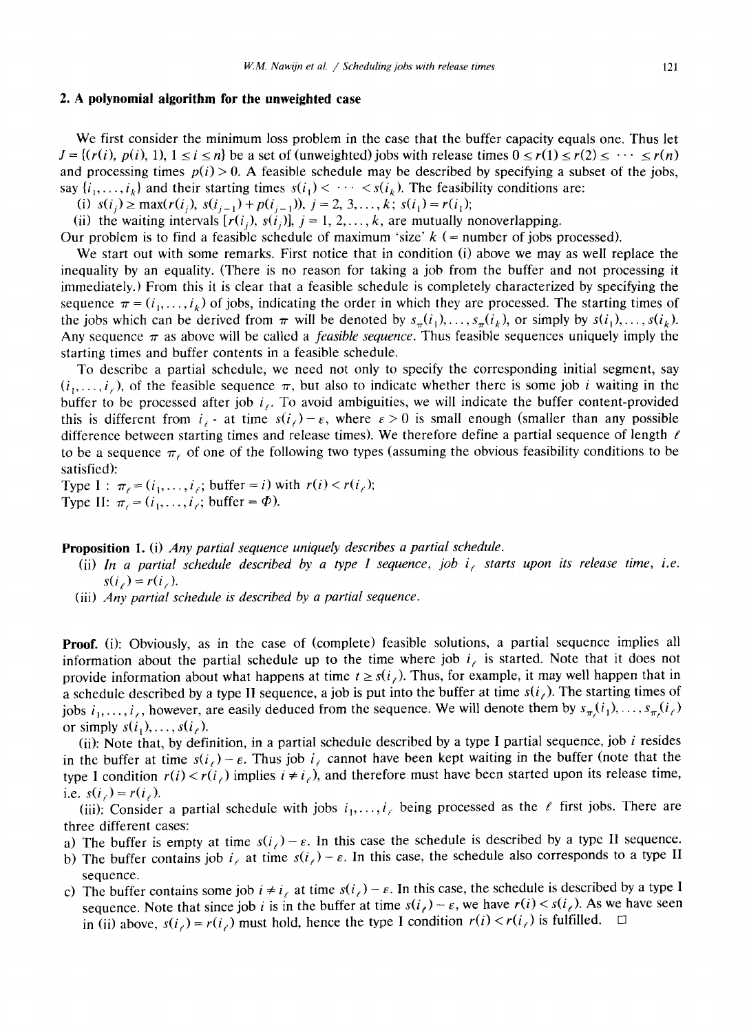## 2. A polynomial algorithm for the unweighted case

We first consider the minimum loss problem in the case that the buffer capacity equals one. Thus let $J = \{(r(i), p(i), 1), 1 \le i \le n\}$ be a set of (unweighted) jobs with release times $0 \le r(1) \le r(2) \le \cdots \le r(n)$ and processing times $p(i) > 0$. A feasible schedule may be described by specifying a subset of the jobs, say $\{i_1, \dots, i_k\}$ and their starting times $s(i_1) < \cdots < s(i_k)$. The feasibility conditions are:

(i) $s(i_j) \ge \max(r(i_j), s(i_{j-1}) + p(i_{j-1}))$, $j = 2, 3, \dots, k$; $s(i_1) = r(i_1)$;

(ii) the waiting intervals $[r(i_j), s(i_j)]$, $j = 1, 2, \dots, k$, are mutually nonoverlapping.

Our problem is to find a feasible schedule of maximum 'size' $k$ (= number of jobs processed).

We start out with some remarks. First notice that in condition (i) above we may as well replace the inequality by an equality. (There is no reason for taking a job from the buffer and not processing it immediately.) From this it is clear that a feasible schedule is completely characterized by specifying the sequence $\pi = (i_1, \dots, i_k)$ of jobs, indicating the order in which they are processed. The starting times of the jobs which can be derived from $\pi$ will be denoted by $s_\pi(i_1), \dots, s_\pi(i_k)$, or simply by $s(i_1), \dots, s(i_k)$. Any sequence $\pi$ as above will be called a *feasible sequence*. Thus feasible sequences uniquely imply the starting times and buffer contents in a feasible schedule.

To describe a partial schedule, we need not only to specify the corresponding initial segment, say $(i_1, \dots, i_\ell)$, of the feasible sequence $\pi$, but also to indicate whether there is some job $i$ waiting in the buffer to be processed after job $i_\ell$. To avoid ambiguities, we will indicate the buffer content-provided this is different from $i_\ell$ - at time $s(i_\ell) - \varepsilon$, where $\varepsilon > 0$ is small enough (smaller than any possible difference between starting times and release times). We therefore define a partial sequence of length $\ell$ to be a sequence $\pi_\ell$ of one of the following two types (assuming the obvious feasibility conditions to be satisfied):

Type I : $\pi_\ell = (i_1, \dots, i_\ell;$ buffer $= i)$ with $r(i) < r(i_\ell)$;

Type II: $\pi_\ell = (i_1, \dots, i_\ell;$ buffer $= \Phi)$.

**Proposition 1.** (i) *Any partial sequence uniquely describes a partial schedule.*

(ii) *In a partial schedule described by a type I sequence, job $i_\ell$ starts upon its release time, i.e. $s(i_\ell) = r(i_\ell)$.*

(iii) *Any partial schedule is described by a partial sequence.*

**Proof.** (i): Obviously, as in the case of (complete) feasible solutions, a partial sequence implies all information about the partial schedule up to the time where job $i_\ell$ is started. Note that it does not provide information about what happens at time $t \ge s(i_\ell)$. Thus, for example, it may well happen that in a schedule described by a type II sequence, a job is put into the buffer at time $s(i_\ell)$. The starting times of jobs $i_1, \dots, i_\ell$, however, are easily deduced from the sequence. We will denote them by $s_{\pi_\ell}(i_1), \dots, s_{\pi_\ell}(i_\ell)$ or simply $s(i_1), \dots, s(i_\ell)$.

(ii): Note that, by definition, in a partial schedule described by a type I partial sequence, job $i$ resides in the buffer at time $s(i_\ell) - \varepsilon$. Thus job $i_\ell$ cannot have been kept waiting in the buffer (note that the type I condition $r(i) < r(i_\ell)$ implies $i \ne i_\ell$), and therefore must have been started upon its release time, i.e. $s(i_\ell) = r(i_\ell)$.

(iii): Consider a partial schedule with jobs $i_1, \dots, i_\ell$ being processed as the $\ell$ first jobs. There are three different cases:

a) The buffer is empty at time $s(i_\ell) - \varepsilon$. In this case the schedule is described by a type II sequence.

b) The buffer contains job $i_\ell$ at time $s(i_\ell) - \varepsilon$. In this case, the schedule also corresponds to a type II sequence.

c) The buffer contains some job $i \ne i_\ell$ at time $s(i_\ell) - \varepsilon$. In this case, the schedule is described by a type I sequence. Note that since job $i$ is in the buffer at time $s(i_\ell) - \varepsilon$, we have $r(i) < s(i_\ell)$. As we have seen in (ii) above, $s(i_\ell) = r(i_\ell)$ must hold, hence the type I condition $r(i) < r(i_\ell)$ is fulfilled. □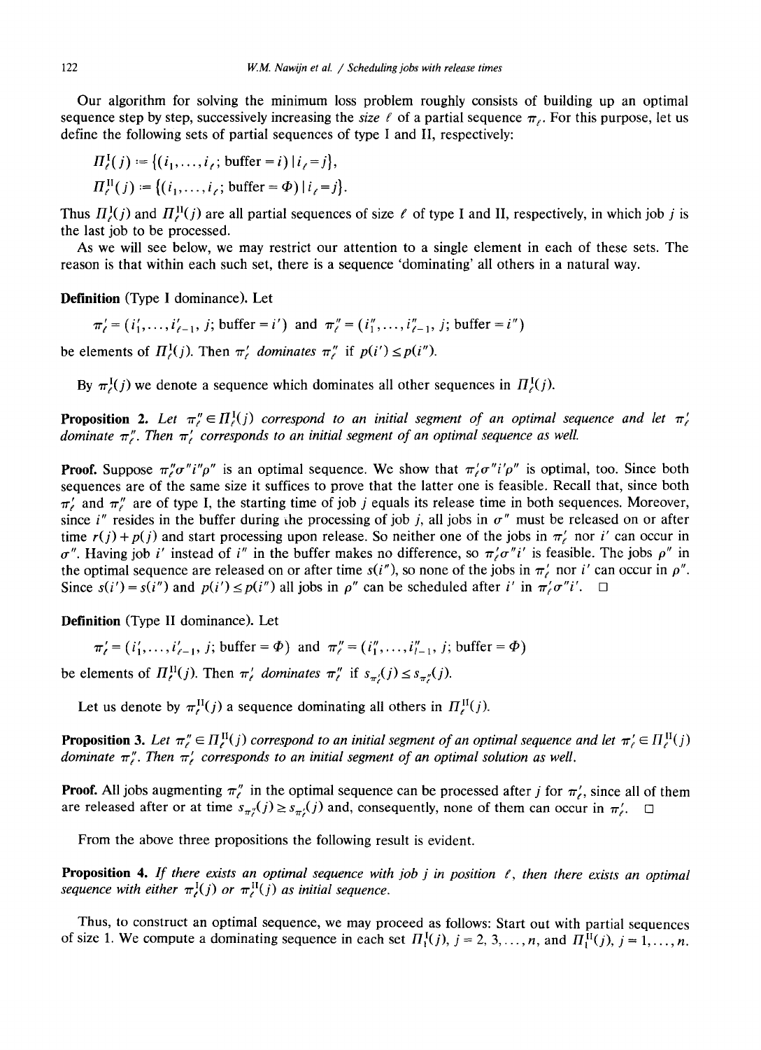Our algorithm for solving the minimum loss problem roughly consists of building up an optimal sequence step by step, successively increasing the *size* $\ell$ of a partial sequence $\pi_\ell$. For this purpose, let us define the following sets of partial sequences of type I and II, respectively:

$$\Pi_\ell^{\mathrm{I}}(j) := \{(i_1, \ldots, i_\ell;\ \text{buffer} = i) \mid i_\ell = j\},$$

$$\Pi_\ell^{\mathrm{II}}(j) := \{(i_1, \ldots, i_\ell;\ \text{buffer} = \Phi) \mid i_\ell = j\}.$$

Thus $\Pi_\ell^{\mathrm{I}}(j)$ and $\Pi_\ell^{\mathrm{II}}(j)$ are all partial sequences of size $\ell$ of type I and II, respectively, in which job $j$ is the last job to be processed.

As we will see below, we may restrict our attention to a single element in each of these sets. The reason is that within each such set, there is a sequence 'dominating' all others in a natural way.

**Definition** (Type I dominance). Let

$$\pi'_\ell = (i'_1, \ldots, i'_{\ell-1}, j;\ \text{buffer} = i') \quad \text{and} \quad \pi''_\ell = (i''_1, \ldots, i''_{\ell-1}, j;\ \text{buffer} = i'')$$

be elements of $\Pi_\ell^{\mathrm{I}}(j)$. Then $\pi'_\ell$ *dominates* $\pi''_\ell$ if $p(i') \le p(i'')$.

By $\pi_\ell^{\mathrm{I}}(j)$ we denote a sequence which dominates all other sequences in $\Pi_\ell^{\mathrm{I}}(j)$.

**Proposition 2.** *Let $\pi''_\ell \in \Pi_\ell^{\mathrm{I}}(j)$ correspond to an initial segment of an optimal sequence and let $\pi'_\ell$ dominate $\pi''_\ell$. Then $\pi'_\ell$ corresponds to an initial segment of an optimal sequence as well.*

**Proof.** Suppose $\pi''_\ell \sigma'' i'' \rho''$ is an optimal sequence. We show that $\pi'_\ell \sigma'' i' \rho''$ is optimal, too. Since both sequences are of the same size it suffices to prove that the latter one is feasible. Recall that, since both $\pi'_\ell$ and $\pi''_\ell$ are of type I, the starting time of job $j$ equals its release time in both sequences. Moreover, since $i''$ resides in the buffer during the processing of job $j$, all jobs in $\sigma''$ must be released on or after time $r(j) + p(j)$ and start processing upon release. So neither one of the jobs in $\pi'_\ell$ nor $i'$ can occur in $\sigma''$. Having job $i'$ instead of $i''$ in the buffer makes no difference, so $\pi'_\ell \sigma'' i'$ is feasible. The jobs $\rho''$ in the optimal sequence are released on or after time $s(i'')$, so none of the jobs in $\pi'_\ell$ nor $i'$ can occur in $\rho''$. Since $s(i') = s(i'')$ and $p(i') \le p(i'')$ all jobs in $\rho''$ can be scheduled after $i'$ in $\pi'_\ell \sigma'' i'$. $\square$

**Definition** (Type II dominance). Let

$$\pi'_\ell = (i'_1, \ldots, i'_{\ell-1}, j;\ \text{buffer} = \Phi) \quad \text{and} \quad \pi''_\ell = (i''_1, \ldots, i''_{l-1}, j;\ \text{buffer} = \Phi)$$

be elements of $\Pi_\ell^{\mathrm{II}}(j)$. Then $\pi'_\ell$ *dominates* $\pi''_\ell$ if $s_{\pi'_\ell}(j) \le s_{\pi''_\ell}(j)$.

Let us denote by $\pi_\ell^{\mathrm{II}}(j)$ a sequence dominating all others in $\Pi_\ell^{\mathrm{II}}(j)$.

**Proposition 3.** *Let $\pi''_\ell \in \Pi_\ell^{\mathrm{II}}(j)$ correspond to an initial segment of an optimal sequence and let $\pi'_\ell \in \Pi_\ell^{\mathrm{II}}(j)$ dominate $\pi''_\ell$. Then $\pi'_\ell$ corresponds to an initial segment of an optimal solution as well.*

**Proof.** All jobs augmenting $\pi''_\ell$ in the optimal sequence can be processed after $j$ for $\pi'_\ell$, since all of them are released after or at time $s_{\pi''_\ell}(j) \ge s_{\pi'_\ell}(j)$ and, consequently, none of them can occur in $\pi'_\ell$. $\square$

From the above three propositions the following result is evident.

**Proposition 4.** *If there exists an optimal sequence with job $j$ in position $\ell$, then there exists an optimal sequence with either $\pi_\ell^{\mathrm{I}}(j)$ or $\pi_\ell^{\mathrm{II}}(j)$ as initial sequence.*

Thus, to construct an optimal sequence, we may proceed as follows: Start out with partial sequences of size 1. We compute a dominating sequence in each set $\Pi_1^{\mathrm{I}}(j)$, $j = 2, 3, \ldots, n$, and $\Pi_1^{\mathrm{II}}(j)$, $j = 1, \ldots, n$.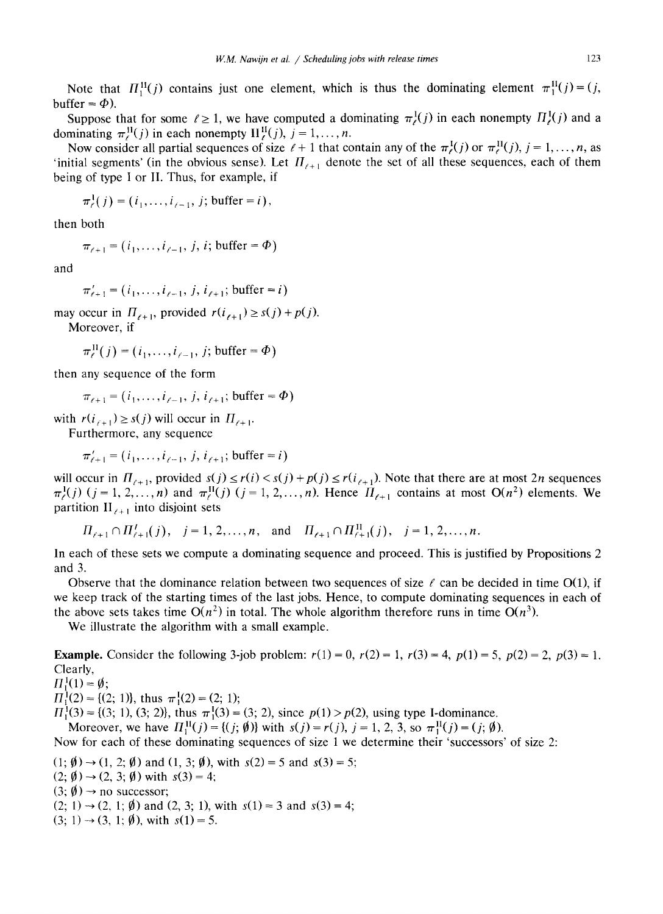Note that $\Pi_1^{\text{II}}(j)$ contains just one element, which is thus the dominating element $\pi_1^{\text{II}}(j) = (j, \text{buffer} = \Phi)$.

Suppose that for some $\ell \geq 1$, we have computed a dominating $\pi_\ell^{\text{I}}(j)$ in each nonempty $\Pi_\ell^{\text{I}}(j)$ and a dominating $\pi_\ell^{\text{II}}(j)$ in each nonempty $\Pi_\ell^{\text{II}}(j)$, $j = 1, \dots, n$.

Now consider all partial sequences of size $\ell + 1$ that contain any of the $\pi_\ell^{\text{I}}(j)$ or $\pi_\ell^{\text{II}}(j)$, $j = 1, \dots, n$, as 'initial segments' (in the obvious sense). Let $\Pi_{\ell+1}$ denote the set of all these sequences, each of them being of type I or II. Thus, for example, if

$$\pi_\ell^{\text{I}}(j) = (i_1, \dots, i_{\ell-1}, j; \text{buffer} = i),$$

then both

$$\pi_{\ell+1} = (i_1, \dots, i_{\ell-1}, j, i; \text{buffer} = \Phi)$$

and

$$\pi'_{\ell+1} = (i_1, \dots, i_{\ell-1}, j, i_{\ell+1}; \text{buffer} = i)$$

may occur in $\Pi_{\ell+1}$, provided $r(i_{\ell+1}) \geq s(j) + p(j)$.

Moreover, if

$$\pi_\ell^{\text{II}}(j) = (i_1, \dots, i_{\ell-1}, j; \text{buffer} = \Phi)$$

then any sequence of the form

$$\pi_{\ell+1} = (i_1, \dots, i_{\ell-1}, j, i_{\ell+1}; \text{buffer} = \Phi)$$

with $r(i_{\ell+1}) \geq s(j)$ will occur in $\Pi_{\ell+1}$.

Furthermore, any sequence

$$\pi'_{\ell+1} = (i_1, \dots, i_{\ell-1}, j, i_{\ell+1}; \text{buffer} = i)$$

will occur in $\Pi_{\ell+1}$, provided $s(j) \leq r(i) < s(j) + p(j) \leq r(i_{\ell+1})$. Note that there are at most $2n$ sequences $\pi_\ell^{\text{I}}(j)$ $(j = 1, 2, \dots, n)$ and $\pi_\ell^{\text{II}}(j)$ $(j = 1, 2, \dots, n)$. Hence $\Pi_{\ell+1}$ contains at most $O(n^2)$ elements. We partition $\Pi_{\ell+1}$ into disjoint sets

$$\Pi_{\ell+1} \cap \Pi_{\ell+1}^{\text{I}}(j), \quad j = 1, 2, \dots, n, \quad \text{and} \quad \Pi_{\ell+1} \cap \Pi_{\ell+1}^{\text{II}}(j), \quad j = 1, 2, \dots, n.$$

In each of these sets we compute a dominating sequence and proceed. This is justified by Propositions 2 and 3.

Observe that the dominance relation between two sequences of size $\ell$ can be decided in time $O(1)$, if we keep track of the starting times of the last jobs. Hence, to compute dominating sequences in each of the above sets takes time $O(n^2)$ in total. The whole algorithm therefore runs in time $O(n^3)$.

We illustrate the algorithm with a small example.

**Example.** Consider the following 3-job problem: $r(1) = 0$, $r(2) = 1$, $r(3) = 4$, $p(1) = 5$, $p(2) = 2$, $p(3) = 1$. Clearly,

$\Pi_1^{\text{I}}(1) = \emptyset$;
$\Pi_1^{\text{I}}(2) = \{(2; 1)\}$, thus $\pi_1^{\text{I}}(2) = (2; 1)$;
$\Pi_1^{\text{I}}(3) = \{(3; 1), (3; 2)\}$, thus $\pi_1^{\text{I}}(3) = (3; 2)$, since $p(1) > p(2)$, using type I-dominance.

Moreover, we have $\Pi_1^{\text{II}}(j) = \{(j; \emptyset)\}$ with $s(j) = r(j)$, $j = 1, 2, 3$, so $\pi_1^{\text{II}}(j) = (j; \emptyset)$.

Now for each of these dominating sequences of size 1 we determine their 'successors' of size 2:

$(1; \emptyset) \to (1, 2; \emptyset)$ and $(1, 3; \emptyset)$, with $s(2) = 5$ and $s(3) = 5$;
$(2; \emptyset) \to (2, 3; \emptyset)$ with $s(3) = 4$;
$(3; \emptyset) \to$ no successor;
$(2; 1) \to (2, 1; \emptyset)$ and $(2, 3; 1)$, with $s(1) = 3$ and $s(3) = 4$;
$(3; 1) \to (3, 1; \emptyset)$, with $s(1) = 5$.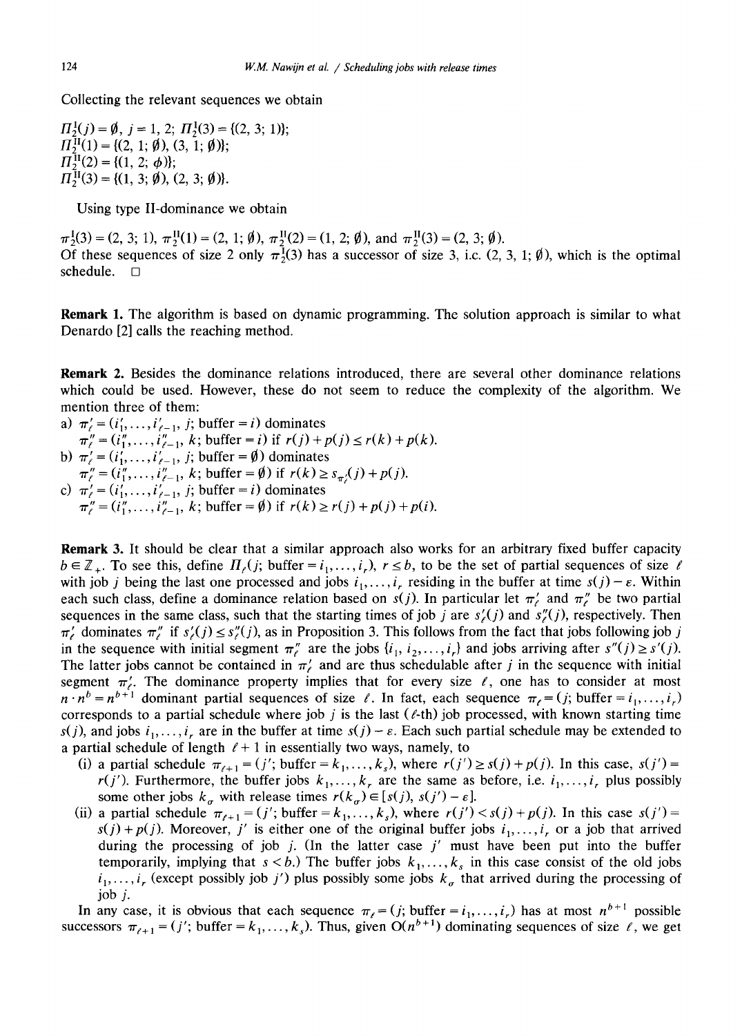Collecting the relevant sequences we obtain

$\Pi_2^{\rm I}(j) = \emptyset$, $j = 1, 2$; $\Pi_2^{\rm I}(3) = \{(2, 3; 1)\}$;
$\Pi_2^{\rm II}(1) = \{(2, 1; \emptyset), (3, 1; \emptyset)\}$;
$\Pi_2^{\rm II}(2) = \{(1, 2; \phi)\}$;
$\Pi_2^{\rm II}(3) = \{(1, 3; \emptyset), (2, 3; \emptyset)\}$.

Using type II-dominance we obtain

$\pi_2^{\rm I}(3) = (2, 3; 1)$, $\pi_2^{\rm II}(1) = (2, 1; \emptyset)$, $\pi_2^{\rm II}(2) = (1, 2; \emptyset)$, and $\pi_2^{\rm II}(3) = (2, 3; \emptyset)$.
Of these sequences of size 2 only $\pi_2^{\rm I}(3)$ has a successor of size 3, i.c. $(2, 3, 1; \emptyset)$, which is the optimal schedule. □

**Remark 1.** The algorithm is based on dynamic programming. The solution approach is similar to what Denardo [2] calls the reaching method.

**Remark 2.** Besides the dominance relations introduced, there are several other dominance relations which could be used. However, these do not seem to reduce the complexity of the algorithm. We mention three of them:

a) $\pi_\ell' = (i_1', \ldots, i_{\ell-1}', j;\ \text{buffer} = i)$ dominates
$\pi_\ell'' = (i_1'', \ldots, i_{\ell-1}'', k;\ \text{buffer} = i)$ if $r(j) + p(j) \le r(k) + p(k)$.

b) $\pi_\ell' = (i_1', \ldots, i_{\ell-1}', j;\ \text{buffer} = \emptyset)$ dominates
$\pi_\ell'' = (i_1'', \ldots, i_{\ell-1}'', k;\ \text{buffer} = \emptyset)$ if $r(k) \ge s_{\pi_\ell'}(j) + p(j)$.

c) $\pi_\ell' = (i_1', \ldots, i_{\ell-1}', j;\ \text{buffer} = i)$ dominates
$\pi_\ell'' = (i_1'', \ldots, i_{\ell-1}'', k;\ \text{buffer} = \emptyset)$ if $r(k) \ge r(j) + p(j) + p(i)$.

**Remark 3.** It should be clear that a similar approach also works for an arbitrary fixed buffer capacity $b \in \mathbb{Z}_+$. To see this, define $\Pi_\ell(j;\ \text{buffer} = i_1, \ldots, i_r)$, $r \le b$, to be the set of partial sequences of size $\ell$ with job $j$ being the last one processed and jobs $i_1, \ldots, i_r$ residing in the buffer at time $s(j) - \varepsilon$. Within each such class, define a dominance relation based on $s(j)$. In particular let $\pi_\ell'$ and $\pi_\ell''$ be two partial sequences in the same class, such that the starting times of job $j$ are $s_\ell'(j)$ and $s_\ell''(j)$, respectively. Then $\pi_\ell'$ dominates $\pi_\ell''$ if $s_\ell'(j) \le s_\ell''(j)$, as in Proposition 3. This follows from the fact that jobs following job $j$ in the sequence with initial segment $\pi_\ell''$ are the jobs $\{i_1, i_2, \ldots, i_r\}$ and jobs arriving after $s''(j) \ge s'(j)$. The latter jobs cannot be contained in $\pi_\ell'$ and are thus schedulable after $j$ in the sequence with initial segment $\pi_\ell'$. The dominance property implies that for every size $\ell$, one has to consider at most $n \cdot n^b = n^{b+1}$ dominant partial sequences of size $\ell$. In fact, each sequence $\pi_\ell = (j;\ \text{buffer} = i_1, \ldots, i_r)$ corresponds to a partial schedule where job $j$ is the last ($\ell$-th) job processed, with known starting time $s(j)$, and jobs $i_1, \ldots, i_r$ are in the buffer at time $s(j) - \varepsilon$. Each such partial schedule may be extended to a partial schedule of length $\ell + 1$ in essentially two ways, namely, to

(i) a partial schedule $\pi_{\ell+1} = (j';\ \text{buffer} = k_1, \ldots, k_s)$, where $r(j') \ge s(j) + p(j)$. In this case, $s(j') = r(j')$. Furthermore, the buffer jobs $k_1, \ldots, k_r$ are the same as before, i.e. $i_1, \ldots, i_r$ plus possibly some other jobs $k_\sigma$ with release times $r(k_\sigma) \in [s(j), s(j') - \varepsilon]$.

(ii) a partial schedule $\pi_{\ell+1} = (j';\ \text{buffer} = k_1, \ldots, k_s)$, where $r(j') < s(j) + p(j)$. In this case $s(j') = s(j) + p(j)$. Moreover, $j'$ is either one of the original buffer jobs $i_1, \ldots, i_r$ or a job that arrived during the processing of job $j$. (In the latter case $j'$ must have been put into the buffer temporarily, implying that $s < b$.) The buffer jobs $k_1, \ldots, k_s$ in this case consist of the old jobs $i_1, \ldots, i_r$ (except possibly job $j'$) plus possibly some jobs $k_\sigma$ that arrived during the processing of job $j$.

In any case, it is obvious that each sequence $\pi_\ell = (j;\ \text{buffer} = i_1, \ldots, i_r)$ has at most $n^{b+1}$ possible successors $\pi_{\ell+1} = (j';\ \text{buffer} = k_1, \ldots, k_s)$. Thus, given $O(n^{b+1})$ dominating sequences of size $\ell$, we get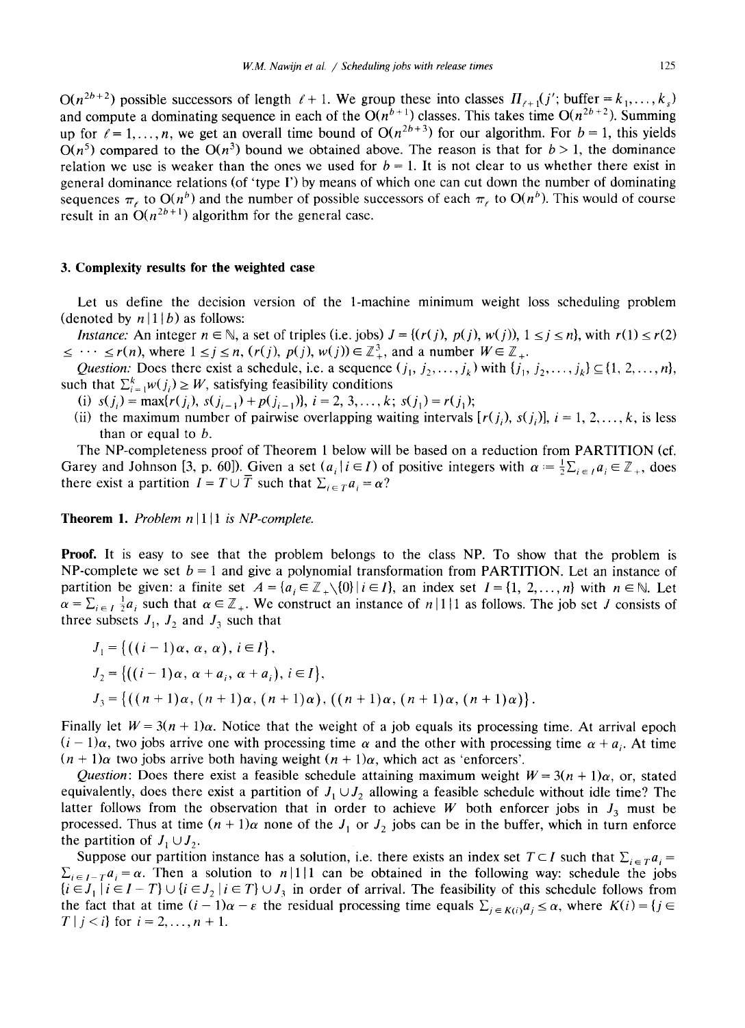$O(n^{2b+2})$ possible successors of length $\ell+1$. We group these into classes $\Pi_{\ell+1}(j'$; buffer $= k_1, \dots, k_s)$ and compute a dominating sequence in each of the $O(n^{b+1})$ classes. This takes time $O(n^{2b+2})$. Summing up for $\ell = 1, \dots, n$, we get an overall time bound of $O(n^{2b+3})$ for our algorithm. For $b = 1$, this yields $O(n^5)$ compared to the $O(n^3)$ bound we obtained above. The reason is that for $b > 1$, the dominance relation we use is weaker than the ones we used for $b = 1$. It is not clear to us whether there exist in general dominance relations (of 'type I') by means of which one can cut down the number of dominating sequences $\pi_\ell$ to $O(n^b)$ and the number of possible successors of each $\pi_\ell$ to $O(n^b)$. This would of course result in an $O(n^{2b+1})$ algorithm for the general case.

## 3. Complexity results for the weighted case

Let us define the decision version of the 1-machine minimum weight loss scheduling problem (denoted by $n \mid 1 \mid b$) as follows:

*Instance:* An integer $n \in \mathbb{N}$, a set of triples (i.e. jobs) $J = \{(r(j), p(j), w(j)), 1 \le j \le n\}$, with $r(1) \le r(2) \le \cdots \le r(n)$, where $1 \le j \le n$, $(r(j), p(j), w(j)) \in \mathbb{Z}_+^3$, and a number $W \in \mathbb{Z}_+$.

*Question:* Does there exist a schedule, i.e. a sequence $(j_1, j_2, \dots, j_k)$ with $\{j_1, j_2, \dots, j_k\} \subseteq \{1, 2, \dots, n\}$, such that $\sum_{i=1}^{k} w(j_i) \ge W$, satisfying feasibility conditions

(i) $s(j_i) = \max\{r(j_i), s(j_{i-1}) + p(j_{i-1})\}$, $i = 2, 3, \dots, k$; $s(j_1) = r(j_1)$;

(ii) the maximum number of pairwise overlapping waiting intervals $[r(j_i), s(j_i)]$, $i = 1, 2, \dots, k$, is less than or equal to $b$.

The NP-completeness proof of Theorem 1 below will be based on a reduction from PARTITION (cf. Garey and Johnson [3, p. 60]). Given a set $(a_i \mid i \in I)$ of positive integers with $\alpha := \frac{1}{2}\sum_{i \in I} a_i \in \mathbb{Z}_+$, does there exist a partition $I = T \cup \bar{T}$ such that $\sum_{i \in T} a_i = \alpha$?

**Theorem 1.** *Problem $n \mid 1 \mid 1$ is NP-complete.*

**Proof.** It is easy to see that the problem belongs to the class NP. To show that the problem is NP-complete we set $b = 1$ and give a polynomial transformation from PARTITION. Let an instance of partition be given: a finite set $A = \{a_i \in \mathbb{Z}_+ \backslash \{0\} \mid i \in I\}$, an index set $I = \{1, 2, \dots, n\}$ with $n \in \mathbb{N}$. Let $\alpha = \sum_{i \in I} \frac{1}{2} a_i$ such that $\alpha \in \mathbb{Z}_+$. We construct an instance of $n \mid 1 \mid 1$ as follows. The job set $J$ consists of three subsets $J_1$, $J_2$ and $J_3$ such that

$$J_1 = \{((i-1)\alpha, \alpha, \alpha), i \in I\},$$

$$J_2 = \{((i-1)\alpha, \alpha + a_i, \alpha + a_i), i \in I\},$$

$$J_3 = \{((n+1)\alpha, (n+1)\alpha, (n+1)\alpha), ((n+1)\alpha, (n+1)\alpha, (n+1)\alpha)\}.$$

Finally let $W = 3(n+1)\alpha$. Notice that the weight of a job equals its processing time. At arrival epoch $(i-1)\alpha$, two jobs arrive one with processing time $\alpha$ and the other with processing time $\alpha + a_i$. At time $(n+1)\alpha$ two jobs arrive both having weight $(n+1)\alpha$, which act as 'enforcers'.

*Question*: Does there exist a feasible schedule attaining maximum weight $W = 3(n+1)\alpha$, or, stated equivalently, does there exist a partition of $J_1 \cup J_2$ allowing a feasible schedule without idle time? The latter follows from the observation that in order to achieve $W$ both enforcer jobs in $J_3$ must be processed. Thus at time $(n+1)\alpha$ none of the $J_1$ or $J_2$ jobs can be in the buffer, which in turn enforce the partition of $J_1 \cup J_2$.

Suppose our partition instance has a solution, i.e. there exists an index set $T \subset I$ such that $\sum_{i \in T} a_i = \sum_{i \in I - T} a_i = \alpha$. Then a solution to $n \mid 1 \mid 1$ can be obtained in the following way: schedule the jobs $\{i \in J_1 \mid i \in I - T\} \cup \{i \in J_2 \mid i \in T\} \cup J_3$ in order of arrival. The feasibility of this schedule follows from the fact that at time $(i-1)\alpha - \varepsilon$ the residual processing time equals $\sum_{j \in K(i)} a_j \le \alpha$, where $K(i) = \{j \in T \mid j < i\}$ for $i = 2, \dots, n+1$.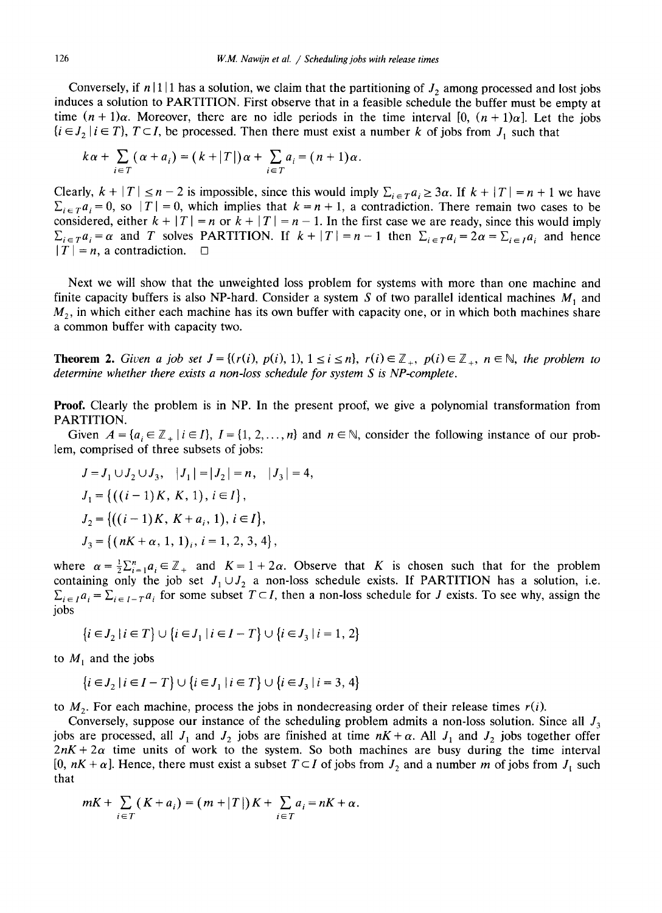Conversely, if $n|1|1$ has a solution, we claim that the partitioning of $J_2$ among processed and lost jobs induces a solution to PARTITION. First observe that in a feasible schedule the buffer must be empty at time $(n+1)\alpha$. Moreover, there are no idle periods in the time interval $[0, (n+1)\alpha]$. Let the jobs $\{i \in J_2 \mid i \in T\}$, $T \subset I$, be processed. Then there must exist a number $k$ of jobs from $J_1$ such that

$$k\alpha + \sum_{i \in T} (\alpha + a_i) = (k + |T|)\alpha + \sum_{i \in T} a_i = (n+1)\alpha.$$

Clearly, $k + |T| \leq n - 2$ is impossible, since this would imply $\sum_{i \in T} a_i \geq 3\alpha$. If $k + |T| = n + 1$ we have $\sum_{i \in T} a_i = 0$, so $|T| = 0$, which implies that $k = n + 1$, a contradiction. There remain two cases to be considered, either $k + |T| = n$ or $k + |T| = n - 1$. In the first case we are ready, since this would imply $\sum_{i \in T} a_i = \alpha$ and $T$ solves PARTITION. If $k + |T| = n - 1$ then $\sum_{i \in T} a_i = 2\alpha = \sum_{i \in I} a_i$ and hence $|T| = n$, a contradiction. $\square$

Next we will show that the unweighted loss problem for systems with more than one machine and finite capacity buffers is also NP-hard. Consider a system $S$ of two parallel identical machines $M_1$ and $M_2$, in which either each machine has its own buffer with capacity one, or in which both machines share a common buffer with capacity two.

**Theorem 2.** *Given a job set $J = \{(r(i), p(i), 1), 1 \leq i \leq n\}$, $r(i) \in \mathbb{Z}_+$, $p(i) \in \mathbb{Z}_+$, $n \in \mathbb{N}$, the problem to determine whether there exists a non-loss schedule for system $S$ is NP-complete.*

**Proof.** Clearly the problem is in NP. In the present proof, we give a polynomial transformation from PARTITION.

Given $A = \{a_i \in \mathbb{Z}_+ \mid i \in I\}$, $I = \{1, 2, \ldots, n\}$ and $n \in \mathbb{N}$, consider the following instance of our problem, comprised of three subsets of jobs:

$$J = J_1 \cup J_2 \cup J_3, \quad |J_1| = |J_2| = n, \quad |J_3| = 4,$$

$$J_1 = \{((i-1)K, K, 1), i \in I\},$$

$$J_2 = \{((i-1)K, K + a_i, 1), i \in I\},$$

$$J_3 = \{(nK + \alpha, 1, 1)_i, i = 1, 2, 3, 4\},$$

where $\alpha = \frac{1}{2}\sum_{i=1}^{n} a_i \in \mathbb{Z}_+$ and $K = 1 + 2\alpha$. Observe that $K$ is chosen such that for the problem containing only the job set $J_1 \cup J_2$ a non-loss schedule exists. If PARTITION has a solution, i.e. $\sum_{i \in T} a_i = \sum_{i \in I - T} a_i$ for some subset $T \subset I$, then a non-loss schedule for $J$ exists. To see why, assign the jobs

$$\{i \in J_2 \mid i \in T\} \cup \{i \in J_1 \mid i \in I - T\} \cup \{i \in J_3 \mid i = 1, 2\}$$

to $M_1$ and the jobs

$$\{i \in J_2 \mid i \in I - T\} \cup \{i \in J_1 \mid i \in T\} \cup \{i \in J_3 \mid i = 3, 4\}$$

to $M_2$. For each machine, process the jobs in nondecreasing order of their release times $r(i)$.

Conversely, suppose our instance of the scheduling problem admits a non-loss solution. Since all $J_3$ jobs are processed, all $J_1$ and $J_2$ jobs are finished at time $nK + \alpha$. All $J_1$ and $J_2$ jobs together offer $2nK + 2\alpha$ time units of work to the system. So both machines are busy during the time interval $[0, nK + \alpha]$. Hence, there must exist a subset $T \subset I$ of jobs from $J_2$ and a number $m$ of jobs from $J_1$ such that

$$mK + \sum_{i \in T} (K + a_i) = (m + |T|)K + \sum_{i \in T} a_i = nK + \alpha.$$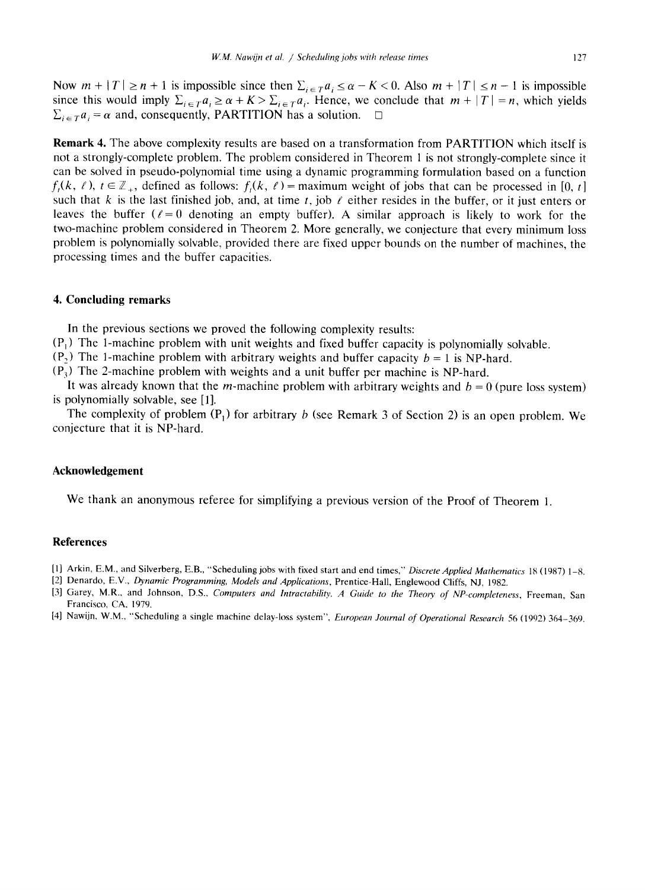Now $m + |T| \geq n + 1$ is impossible since then $\sum_{i \in T} a_i \leq \alpha - K < 0$. Also $m + |T| \leq n - 1$ is impossible since this would imply $\sum_{i \in T} a_i \geq \alpha + K > \sum_{i \in T} a_i$. Hence, we conclude that $m + |T| = n$, which yields $\sum_{i \in T} a_i = \alpha$ and, consequently, PARTITION has a solution. $\square$

**Remark 4.** The above complexity results are based on a transformation from PARTITION which itself is not a strongly-complete problem. The problem considered in Theorem 1 is not strongly-complete since it can be solved in pseudo-polynomial time using a dynamic programming formulation based on a function $f_t(k, \ell)$, $t \in \mathbb{Z}_+$, defined as follows: $f_t(k, \ell)$ = maximum weight of jobs that can be processed in $[0, t]$ such that $k$ is the last finished job, and, at time $t$, job $\ell$ either resides in the buffer, or it just enters or leaves the buffer ($\ell = 0$ denoting an empty buffer). A similar approach is likely to work for the two-machine problem considered in Theorem 2. More generally, we conjecture that every minimum loss problem is polynomially solvable, provided there are fixed upper bounds on the number of machines, the processing times and the buffer capacities.

## 4. Concluding remarks

In the previous sections we proved the following complexity results:

($P_1$) The 1-machine problem with unit weights and fixed buffer capacity is polynomially solvable.
($P_2$) The 1-machine problem with arbitrary weights and buffer capacity $b = 1$ is NP-hard.
($P_3$) The 2-machine problem with weights and a unit buffer per machine is NP-hard.

It was already known that the $m$-machine problem with arbitrary weights and $b = 0$ (pure loss system) is polynomially solvable, see [1].

The complexity of problem ($P_1$) for arbitrary $b$ (see Remark 3 of Section 2) is an open problem. We conjecture that it is NP-hard.

## Acknowledgement

We thank an anonymous referee for simplifying a previous version of the Proof of Theorem 1.

## References

[1] Arkin, E.M., and Silverberg, E.B., "Scheduling jobs with fixed start and end times," *Discrete Applied Mathematics* 18 (1987) 1–8.

[2] Denardo, E.V., *Dynamic Programming, Models and Applications*, Prentice-Hall, Englewood Cliffs, NJ, 1982.

[3] Garey, M.R., and Johnson, D.S., *Computers and Intractability. A Guide to the Theory of NP-completeness*, Freeman, San Francisco, CA, 1979.

[4] Nawijn, W.M., "Scheduling a single machine delay-loss system", *European Journal of Operational Research* 56 (1992) 364–369.